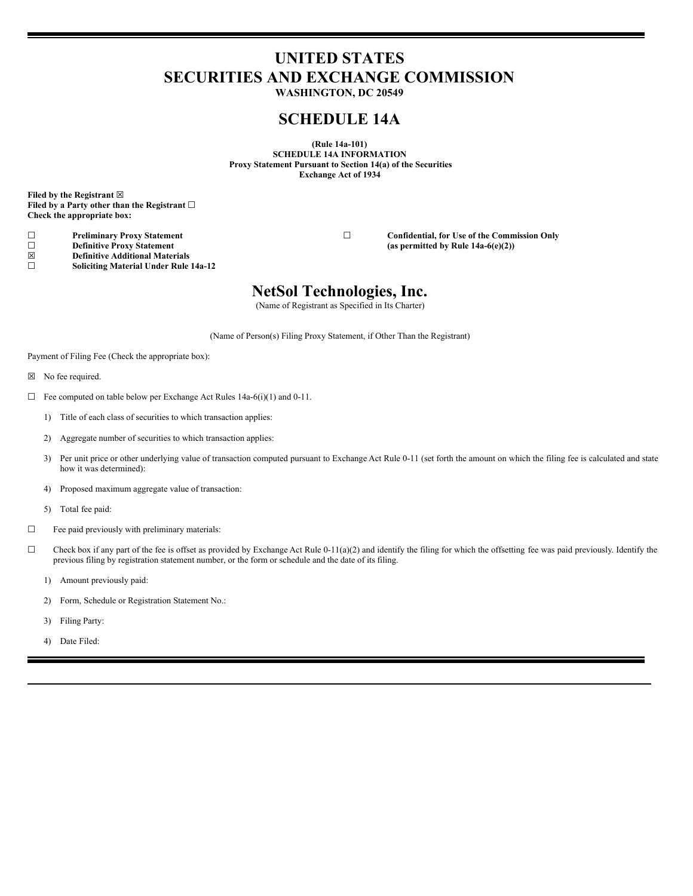# UNITED STATES
# SECURITIES AND EXCHANGE COMMISSION

**WASHINGTON, DC 20549**

# SCHEDULE 14A

**(Rule 14a-101)**
**SCHEDULE 14A INFORMATION**
**Proxy Statement Pursuant to Section 14(a) of the Securities Exchange Act of 1934**

**Filed by the Registrant ☒**
**Filed by a Party other than the Registrant ☐**
**Check the appropriate box:**

☐ **Preliminary Proxy Statement**
☐ **Confidential, for Use of the Commission Only (as permitted by Rule 14a-6(e)(2))**
☐ **Definitive Proxy Statement**
☒ **Definitive Additional Materials**
☐ **Soliciting Material Under Rule 14a-12**

## NetSol Technologies, Inc.

(Name of Registrant as Specified in Its Charter)

(Name of Person(s) Filing Proxy Statement, if Other Than the Registrant)

Payment of Filing Fee (Check the appropriate box):

☒ No fee required.

☐ Fee computed on table below per Exchange Act Rules 14a-6(i)(1) and 0-11.

1) Title of each class of securities to which transaction applies:

2) Aggregate number of securities to which transaction applies:

3) Per unit price or other underlying value of transaction computed pursuant to Exchange Act Rule 0-11 (set forth the amount on which the filing fee is calculated and state how it was determined):

4) Proposed maximum aggregate value of transaction:

5) Total fee paid:

☐ Fee paid previously with preliminary materials:

☐ Check box if any part of the fee is offset as provided by Exchange Act Rule 0-11(a)(2) and identify the filing for which the offsetting fee was paid previously. Identify the previous filing by registration statement number, or the form or schedule and the date of its filing.

1) Amount previously paid:

2) Form, Schedule or Registration Statement No.:

3) Filing Party:

4) Date Filed: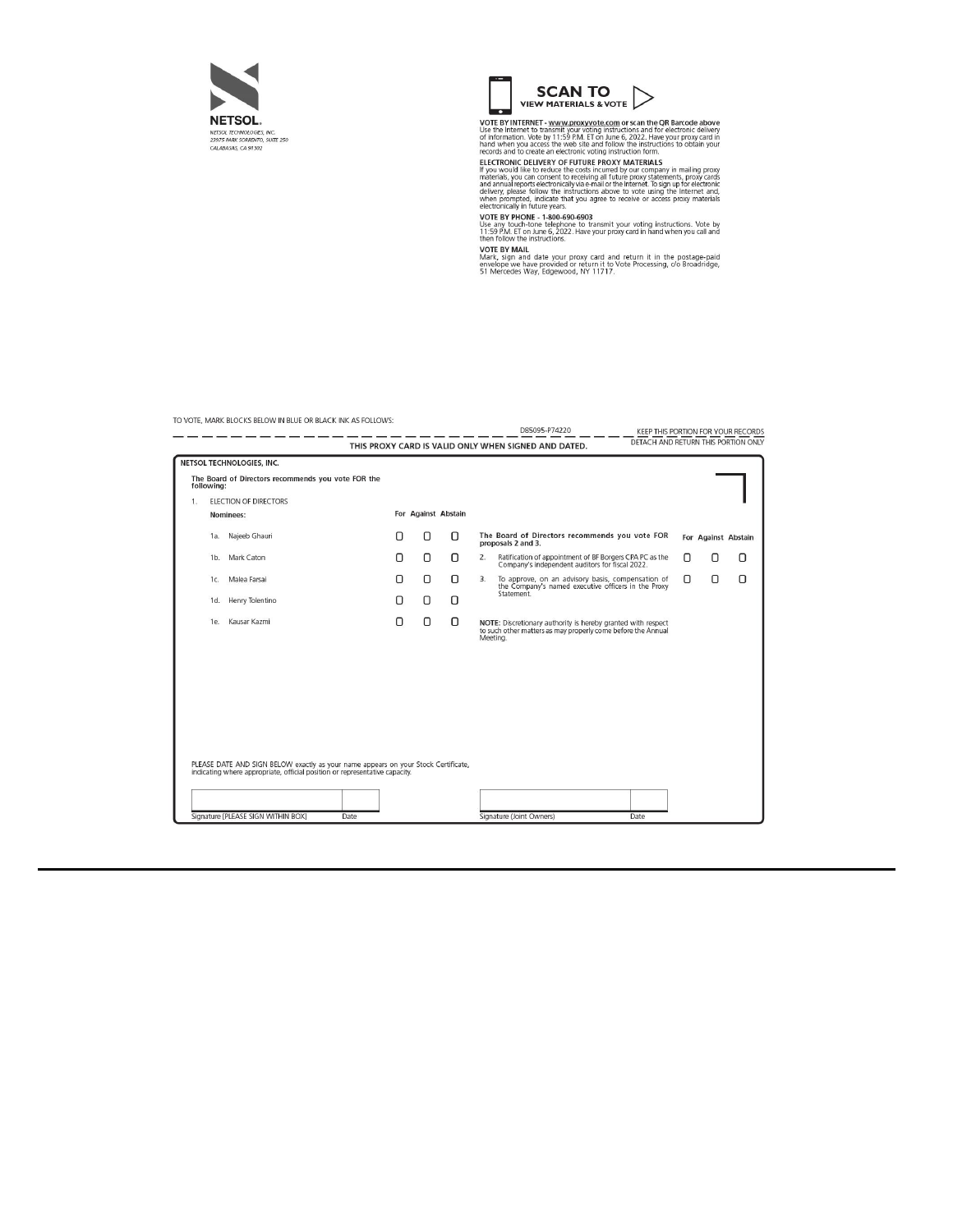NETSOL.

NETSOL TECHNOLOGIES, INC.
23975 PARK SORRENTO, SUITE 250
CALABASAS, CA 91302

**SCAN TO VIEW MATERIALS & VOTE**

**VOTE BY INTERNET - www.proxyvote.com or scan the QR Barcode above**
Use the Internet to transmit your voting instructions and for electronic delivery of information. Vote by 11:59 P.M. ET on June 6, 2022. Have your proxy card in hand when you access the web site and follow the instructions to obtain your records and to create an electronic voting instruction form.

**ELECTRONIC DELIVERY OF FUTURE PROXY MATERIALS**
If you would like to reduce the costs incurred by our company in mailing proxy materials, you can consent to receiving all future proxy statements, proxy cards and annual reports electronically via e-mail or the Internet. To sign up for electronic delivery, please follow the instructions above to vote using the Internet and, when prompted, indicate that you agree to receive or access proxy materials electronically in future years.

**VOTE BY PHONE - 1-800-690-6903**
Use any touch-tone telephone to transmit your voting instructions. Vote by 11:59 P.M. ET on June 6, 2022. Have your proxy card in hand when you call and then follow the instructions.

**VOTE BY MAIL**
Mark, sign and date your proxy card and return it in the postage-paid envelope we have provided or return it to Vote Processing, c/o Broadridge, 51 Mercedes Way, Edgewood, NY 11717.

TO VOTE, MARK BLOCKS BELOW IN BLUE OR BLACK INK AS FOLLOWS:

D85095-P74220 KEEP THIS PORTION FOR YOUR RECORDS

**THIS PROXY CARD IS VALID ONLY WHEN SIGNED AND DATED.** DETACH AND RETURN THIS PORTION ONLY

**NETSOL TECHNOLOGIES, INC.**

**The Board of Directors recommends you vote FOR the following:**

1. ELECTION OF DIRECTORS

| Nominees: | For | Against | Abstain |
|---|---|---|---|
| 1a. Najeeb Ghauri | ☐ | ☐ | ☐ |
| 1b. Mark Caton | ☐ | ☐ | ☐ |
| 1c. Malea Farsai | ☐ | ☐ | ☐ |
| 1d. Henry Tolentino | ☐ | ☐ | ☐ |
| 1e. Kausar Kazmi | ☐ | ☐ | ☐ |

**The Board of Directors recommends you vote FOR proposals 2 and 3.**

| | For | Against | Abstain |
|---|---|---|---|
| 2. Ratification of appointment of BF Borgers CPA PC as the Company's independent auditors for fiscal 2022. | ☐ | ☐ | ☐ |
| 3. To approve, on an advisory basis, compensation of the Company's named executive officers in the Proxy Statement. | ☐ | ☐ | ☐ |

**NOTE:** Discretionary authority is hereby granted with respect to such other matters as may properly come before the Annual Meeting.

PLEASE DATE AND SIGN BELOW exactly as your name appears on your Stock Certificate, indicating where appropriate, official position or representative capacity.

| Signature [PLEASE SIGN WITHIN BOX] | Date | | Signature (Joint Owners) | Date |
|---|---|---|---|---|
| | | | | |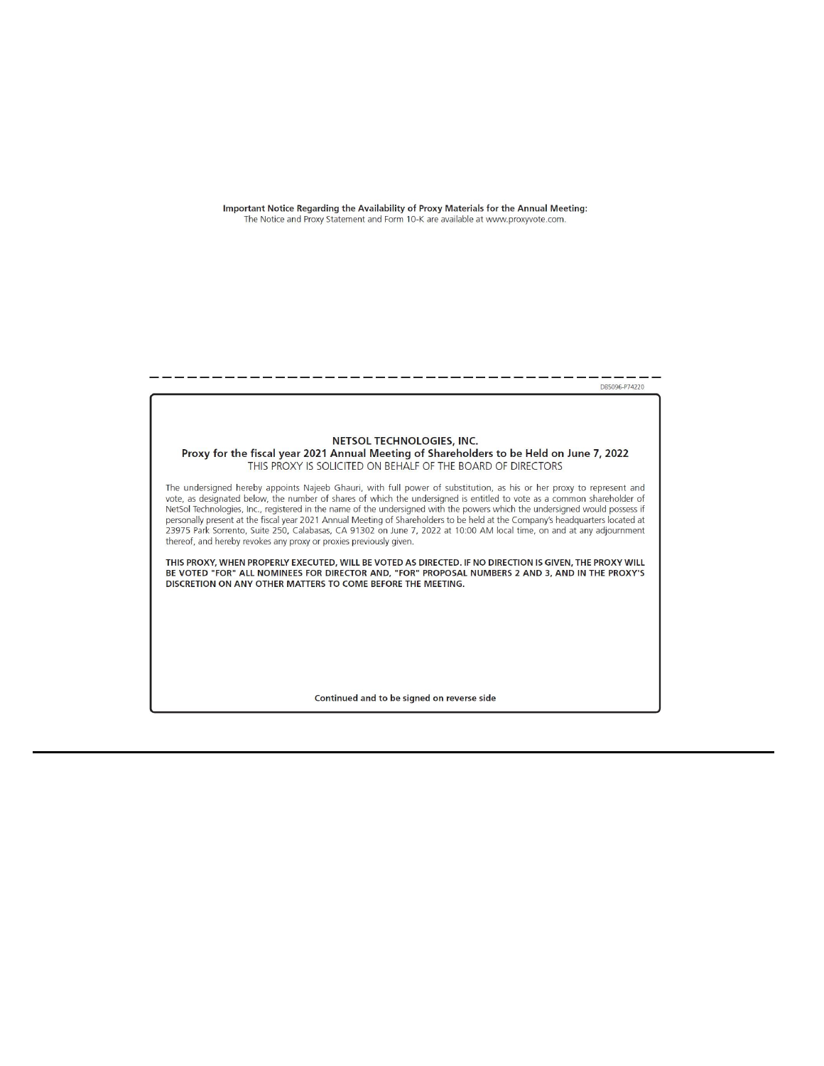**Important Notice Regarding the Availability of Proxy Materials for the Annual Meeting:**
The Notice and Proxy Statement and Form 10-K are available at www.proxyvote.com.

D85096-P74220

**NETSOL TECHNOLOGIES, INC.**
**Proxy for the fiscal year 2021 Annual Meeting of Shareholders to be Held on June 7, 2022**
THIS PROXY IS SOLICITED ON BEHALF OF THE BOARD OF DIRECTORS

The undersigned hereby appoints Najeeb Ghauri, with full power of substitution, as his or her proxy to represent and vote, as designated below, the number of shares of which the undersigned is entitled to vote as a common shareholder of NetSol Technologies, Inc., registered in the name of the undersigned with the powers which the undersigned would possess if personally present at the fiscal year 2021 Annual Meeting of Shareholders to be held at the Company's headquarters located at 23975 Park Sorrento, Suite 250, Calabasas, CA 91302 on June 7, 2022 at 10:00 AM local time, on and at any adjournment thereof, and hereby revokes any proxy or proxies previously given.

**THIS PROXY, WHEN PROPERLY EXECUTED, WILL BE VOTED AS DIRECTED. IF NO DIRECTION IS GIVEN, THE PROXY WILL BE VOTED "FOR" ALL NOMINEES FOR DIRECTOR AND, "FOR" PROPOSAL NUMBERS 2 AND 3, AND IN THE PROXY'S DISCRETION ON ANY OTHER MATTERS TO COME BEFORE THE MEETING.**

**Continued and to be signed on reverse side**